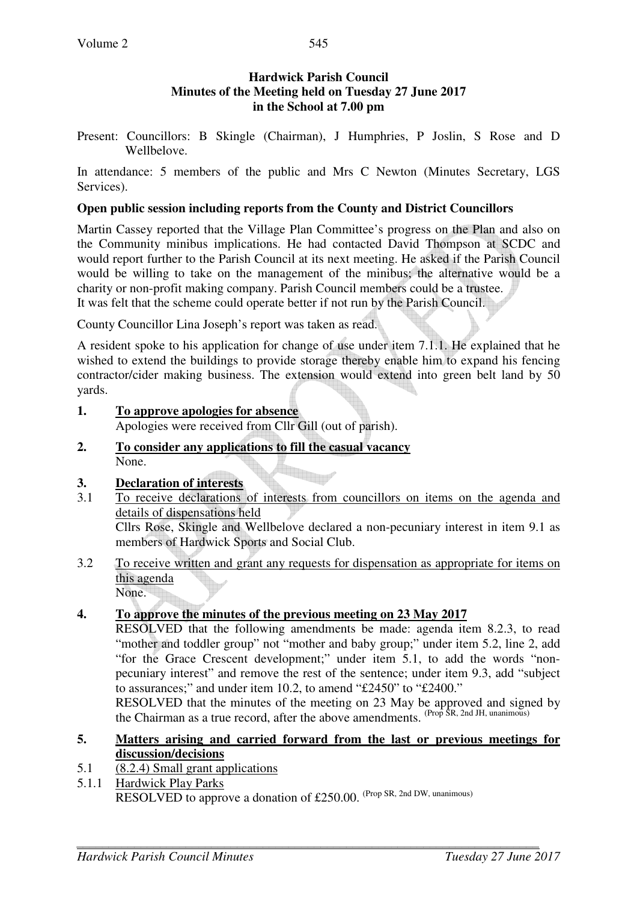# Hardwick Parish Council
## Minutes of the Meeting held on Tuesday 27 June 2017
## in the School at 7.00 pm

Present: Councillors: B Skingle (Chairman), J Humphries, P Joslin, S Rose and D Wellbelove.

In attendance: 5 members of the public and Mrs C Newton (Minutes Secretary, LGS Services).

**Open public session including reports from the County and District Councillors**

Martin Cassey reported that the Village Plan Committee's progress on the Plan and also on the Community minibus implications. He had contacted David Thompson at SCDC and would report further to the Parish Council at its next meeting. He asked if the Parish Council would be willing to take on the management of the minibus; the alternative would be a charity or non-profit making company. Parish Council members could be a trustee.
It was felt that the scheme could operate better if not run by the Parish Council.

County Councillor Lina Joseph's report was taken as read.

A resident spoke to his application for change of use under item 7.1.1. He explained that he wished to extend the buildings to provide storage thereby enable him to expand his fencing contractor/cider making business. The extension would extend into green belt land by 50 yards.

**1. <u>To approve apologies for absence</u>**
Apologies were received from Cllr Gill (out of parish).

**2. <u>To consider any applications to fill the casual vacancy</u>**
None.

**3. <u>Declaration of interests</u>**

3.1 <u>To receive declarations of interests from councillors on items on the agenda and details of dispensations held</u>
Cllrs Rose, Skingle and Wellbelove declared a non-pecuniary interest in item 9.1 as members of Hardwick Sports and Social Club.

3.2 <u>To receive written and grant any requests for dispensation as appropriate for items on this agenda</u>
None.

**4. <u>To approve the minutes of the previous meeting on 23 May 2017</u>**
RESOLVED that the following amendments be made: agenda item 8.2.3, to read "mother and toddler group" not "mother and baby group;" under item 5.2, line 2, add "for the Grace Crescent development;" under item 5.1, to add the words "non-pecuniary interest" and remove the rest of the sentence; under item 9.3, add "subject to assurances;" and under item 10.2, to amend "£2450" to "£2400."
RESOLVED that the minutes of the meeting on 23 May be approved and signed by the Chairman as a true record, after the above amendments. (Prop SR, 2nd JH, unanimous)

**5. <u>Matters arising and carried forward from the last or previous meetings for discussion/decisions</u>**

5.1 <u>(8.2.4) Small grant applications</u>

5.1.1 <u>Hardwick Play Parks</u>
RESOLVED to approve a donation of £250.00. (Prop SR, 2nd DW, unanimous)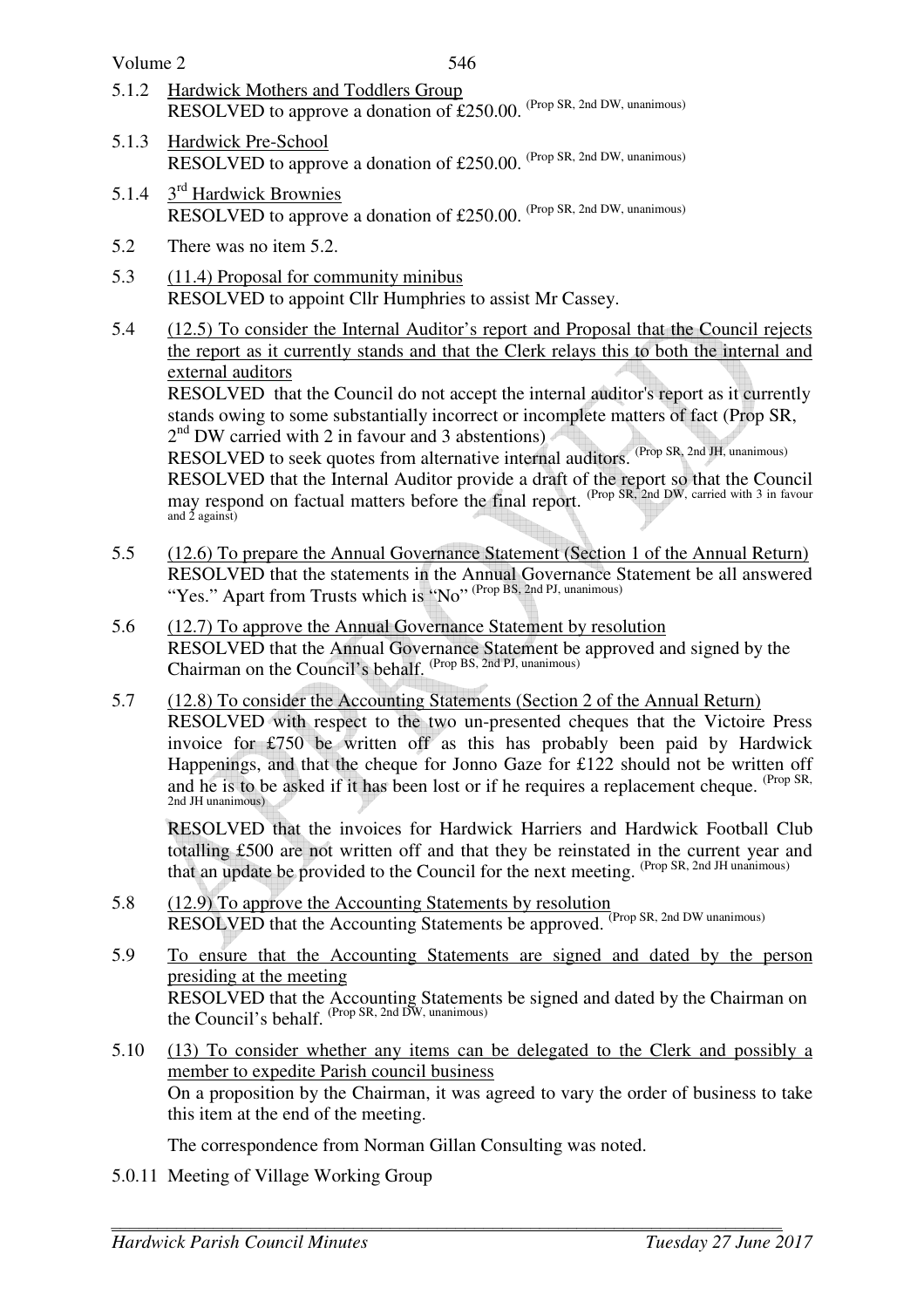5.1.2 Hardwick Mothers and Toddlers Group
RESOLVED to approve a donation of £250.00. (Prop SR, 2nd DW, unanimous)

5.1.3 Hardwick Pre-School
RESOLVED to approve a donation of £250.00. (Prop SR, 2nd DW, unanimous)

5.1.4 3rd Hardwick Brownies
RESOLVED to approve a donation of £250.00. (Prop SR, 2nd DW, unanimous)

5.2 There was no item 5.2.

5.3 (11.4) Proposal for community minibus
RESOLVED to appoint Cllr Humphries to assist Mr Cassey.

5.4 (12.5) To consider the Internal Auditor's report and Proposal that the Council rejects the report as it currently stands and that the Clerk relays this to both the internal and external auditors
RESOLVED that the Council do not accept the internal auditor's report as it currently stands owing to some substantially incorrect or incomplete matters of fact (Prop SR, 2nd DW carried with 2 in favour and 3 abstentions)
RESOLVED to seek quotes from alternative internal auditors. (Prop SR, 2nd JH, unanimous)
RESOLVED that the Internal Auditor provide a draft of the report so that the Council may respond on factual matters before the final report. (Prop SR, 2nd DW, carried with 3 in favour and 2 against)

5.5 (12.6) To prepare the Annual Governance Statement (Section 1 of the Annual Return)
RESOLVED that the statements in the Annual Governance Statement be all answered "Yes." Apart from Trusts which is "No" (Prop BS, 2nd PJ, unanimous)

5.6 (12.7) To approve the Annual Governance Statement by resolution
RESOLVED that the Annual Governance Statement be approved and signed by the Chairman on the Council's behalf. (Prop BS, 2nd PJ, unanimous)

5.7 (12.8) To consider the Accounting Statements (Section 2 of the Annual Return)
RESOLVED with respect to the two un-presented cheques that the Victoire Press invoice for £750 be written off as this has probably been paid by Hardwick Happenings, and that the cheque for Jonno Gaze for £122 should not be written off and he is to be asked if it has been lost or if he requires a replacement cheque. (Prop SR, 2nd JH unanimous)

RESOLVED that the invoices for Hardwick Harriers and Hardwick Football Club totalling £500 are not written off and that they be reinstated in the current year and that an update be provided to the Council for the next meeting. (Prop SR, 2nd JH unanimous)

5.8 (12.9) To approve the Accounting Statements by resolution
RESOLVED that the Accounting Statements be approved. (Prop SR, 2nd DW unanimous)

5.9 To ensure that the Accounting Statements are signed and dated by the person presiding at the meeting
RESOLVED that the Accounting Statements be signed and dated by the Chairman on the Council's behalf. (Prop SR, 2nd DW, unanimous)

5.10 (13) To consider whether any items can be delegated to the Clerk and possibly a member to expedite Parish council business
On a proposition by the Chairman, it was agreed to vary the order of business to take this item at the end of the meeting.

The correspondence from Norman Gillan Consulting was noted.

5.0.11 Meeting of Village Working Group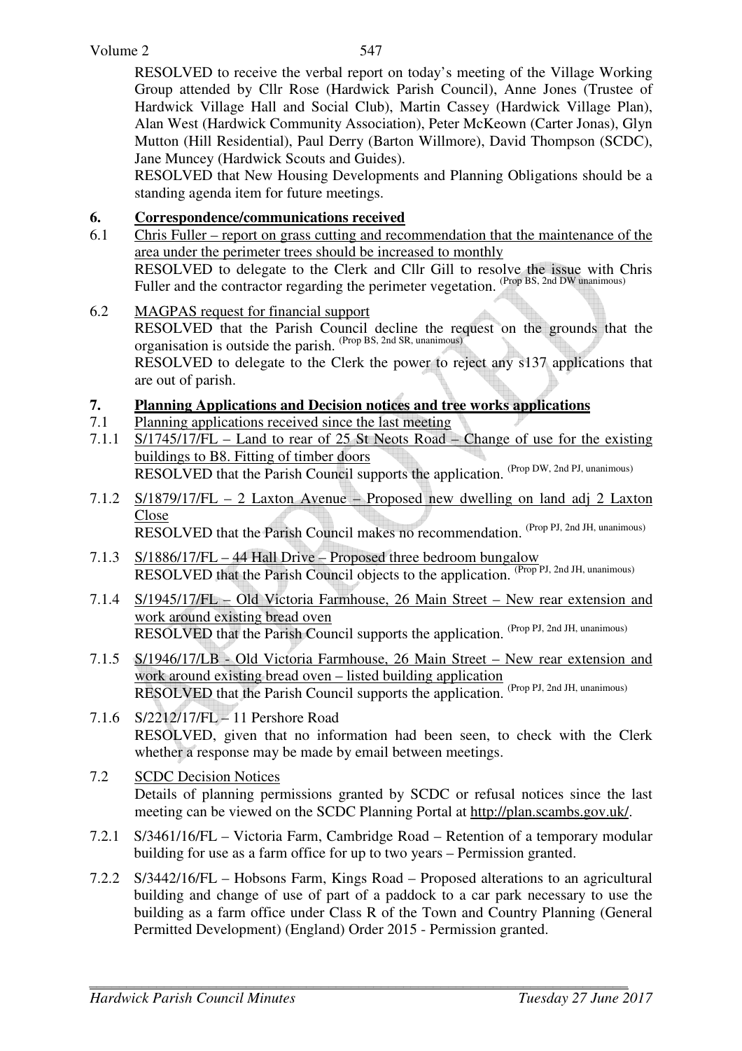RESOLVED to receive the verbal report on today's meeting of the Village Working Group attended by Cllr Rose (Hardwick Parish Council), Anne Jones (Trustee of Hardwick Village Hall and Social Club), Martin Cassey (Hardwick Village Plan), Alan West (Hardwick Community Association), Peter McKeown (Carter Jonas), Glyn Mutton (Hill Residential), Paul Derry (Barton Willmore), David Thompson (SCDC), Jane Muncey (Hardwick Scouts and Guides).

RESOLVED that New Housing Developments and Planning Obligations should be a standing agenda item for future meetings.

**6. Correspondence/communications received**

6.1 Chris Fuller – report on grass cutting and recommendation that the maintenance of the area under the perimeter trees should be increased to monthly

RESOLVED to delegate to the Clerk and Cllr Gill to resolve the issue with Chris Fuller and the contractor regarding the perimeter vegetation. (Prop BS, 2nd DW unanimous)

6.2 MAGPAS request for financial support

RESOLVED that the Parish Council decline the request on the grounds that the organisation is outside the parish. (Prop BS, 2nd SR, unanimous)

RESOLVED to delegate to the Clerk the power to reject any s137 applications that are out of parish.

**7. Planning Applications and Decision notices and tree works applications**

7.1 Planning applications received since the last meeting

7.1.1 S/1745/17/FL – Land to rear of 25 St Neots Road – Change of use for the existing buildings to B8. Fitting of timber doors

RESOLVED that the Parish Council supports the application. (Prop DW, 2nd PJ, unanimous)

7.1.2 S/1879/17/FL – 2 Laxton Avenue – Proposed new dwelling on land adj 2 Laxton Close

RESOLVED that the Parish Council makes no recommendation. (Prop PJ, 2nd JH, unanimous)

7.1.3 S/1886/17/FL – 44 Hall Drive – Proposed three bedroom bungalow

RESOLVED that the Parish Council objects to the application. (Prop PJ, 2nd JH, unanimous)

7.1.4 S/1945/17/FL – Old Victoria Farmhouse, 26 Main Street – New rear extension and work around existing bread oven

RESOLVED that the Parish Council supports the application. (Prop PJ, 2nd JH, unanimous)

7.1.5 S/1946/17/LB - Old Victoria Farmhouse, 26 Main Street – New rear extension and work around existing bread oven – listed building application

RESOLVED that the Parish Council supports the application. (Prop PJ, 2nd JH, unanimous)

7.1.6 S/2212/17/FL – 11 Pershore Road

RESOLVED, given that no information had been seen, to check with the Clerk whether a response may be made by email between meetings.

7.2 SCDC Decision Notices

Details of planning permissions granted by SCDC or refusal notices since the last meeting can be viewed on the SCDC Planning Portal at http://plan.scambs.gov.uk/.

7.2.1 S/3461/16/FL – Victoria Farm, Cambridge Road – Retention of a temporary modular building for use as a farm office for up to two years – Permission granted.

7.2.2 S/3442/16/FL – Hobsons Farm, Kings Road – Proposed alterations to an agricultural building and change of use of part of a paddock to a car park necessary to use the building as a farm office under Class R of the Town and Country Planning (General Permitted Development) (England) Order 2015 - Permission granted.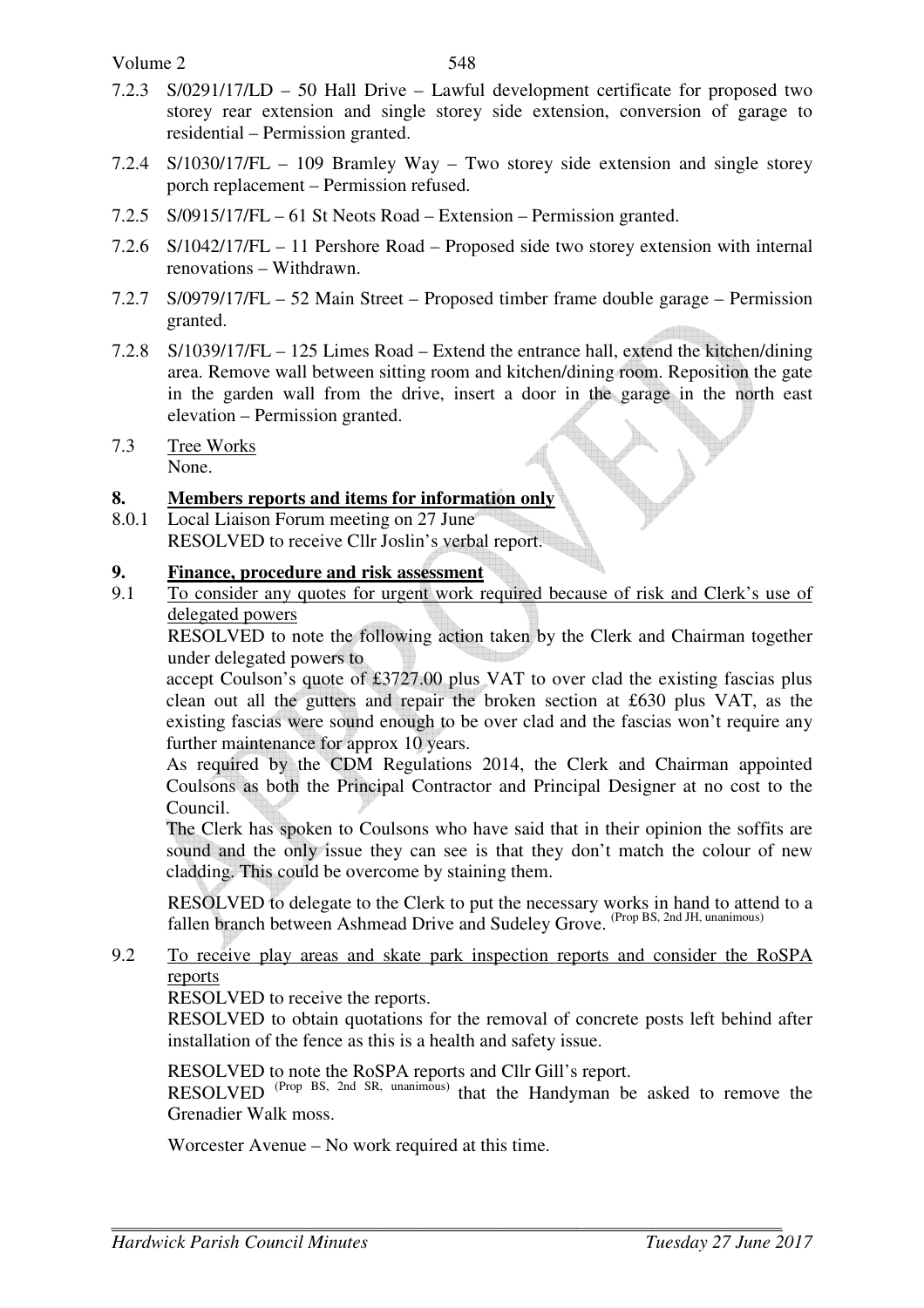7.2.3 S/0291/17/LD – 50 Hall Drive – Lawful development certificate for proposed two storey rear extension and single storey side extension, conversion of garage to residential – Permission granted.

7.2.4 S/1030/17/FL – 109 Bramley Way – Two storey side extension and single storey porch replacement – Permission refused.

7.2.5 S/0915/17/FL – 61 St Neots Road – Extension – Permission granted.

7.2.6 S/1042/17/FL – 11 Pershore Road – Proposed side two storey extension with internal renovations – Withdrawn.

7.2.7 S/0979/17/FL – 52 Main Street – Proposed timber frame double garage – Permission granted.

7.2.8 S/1039/17/FL – 125 Limes Road – Extend the entrance hall, extend the kitchen/dining area. Remove wall between sitting room and kitchen/dining room. Reposition the gate in the garden wall from the drive, insert a door in the garage in the north east elevation – Permission granted.

7.3 Tree Works
None.

## 8. Members reports and items for information only

8.0.1 Local Liaison Forum meeting on 27 June
RESOLVED to receive Cllr Joslin's verbal report.

## 9. Finance, procedure and risk assessment

9.1 To consider any quotes for urgent work required because of risk and Clerk's use of delegated powers

RESOLVED to note the following action taken by the Clerk and Chairman together under delegated powers to

accept Coulson's quote of £3727.00 plus VAT to over clad the existing fascias plus clean out all the gutters and repair the broken section at £630 plus VAT, as the existing fascias were sound enough to be over clad and the fascias won't require any further maintenance for approx 10 years.

As required by the CDM Regulations 2014, the Clerk and Chairman appointed Coulsons as both the Principal Contractor and Principal Designer at no cost to the Council.

The Clerk has spoken to Coulsons who have said that in their opinion the soffits are sound and the only issue they can see is that they don't match the colour of new cladding. This could be overcome by staining them.

RESOLVED to delegate to the Clerk to put the necessary works in hand to attend to a fallen branch between Ashmead Drive and Sudeley Grove. (Prop BS, 2nd JH, unanimous)

9.2 To receive play areas and skate park inspection reports and consider the RoSPA reports

RESOLVED to receive the reports.

RESOLVED to obtain quotations for the removal of concrete posts left behind after installation of the fence as this is a health and safety issue.

RESOLVED to note the RoSPA reports and Cllr Gill's report.

RESOLVED (Prop BS, 2nd SR, unanimous) that the Handyman be asked to remove the Grenadier Walk moss.

Worcester Avenue – No work required at this time.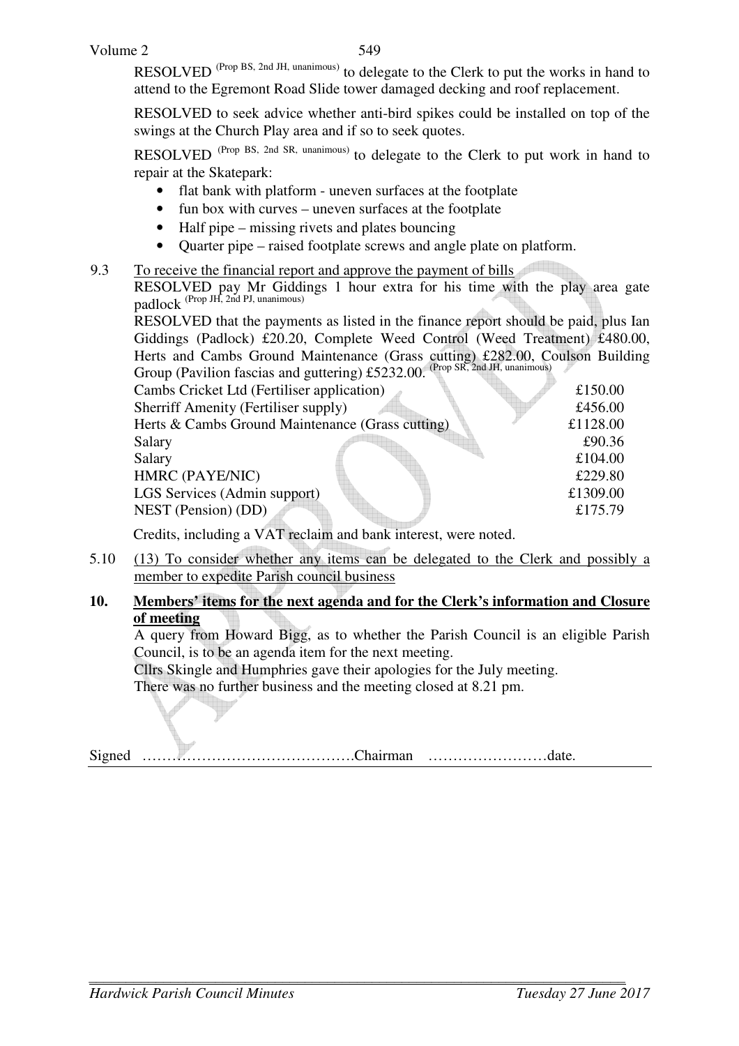RESOLVED (Prop BS, 2nd JH, unanimous) to delegate to the Clerk to put the works in hand to attend to the Egremont Road Slide tower damaged decking and roof replacement.

RESOLVED to seek advice whether anti-bird spikes could be installed on top of the swings at the Church Play area and if so to seek quotes.

RESOLVED (Prop BS, 2nd SR, unanimous) to delegate to the Clerk to put work in hand to repair at the Skatepark:

- flat bank with platform - uneven surfaces at the footplate
- fun box with curves – uneven surfaces at the footplate
- Half pipe – missing rivets and plates bouncing
- Quarter pipe – raised footplate screws and angle plate on platform.

9.3 To receive the financial report and approve the payment of bills

RESOLVED pay Mr Giddings 1 hour extra for his time with the play area gate padlock (Prop JH, 2nd PJ, unanimous)

RESOLVED that the payments as listed in the finance report should be paid, plus Ian Giddings (Padlock) £20.20, Complete Weed Control (Weed Treatment) £480.00, Herts and Cambs Ground Maintenance (Grass cutting) £282.00, Coulson Building Group (Pavilion fascias and guttering) £5232.00. (Prop SR, 2nd JH, unanimous)

| | |
|---|---|
| Cambs Cricket Ltd (Fertiliser application) | £150.00 |
| Sherriff Amenity (Fertiliser supply) | £456.00 |
| Herts & Cambs Ground Maintenance (Grass cutting) | £1128.00 |
| Salary | £90.36 |
| Salary | £104.00 |
| HMRC (PAYE/NIC) | £229.80 |
| LGS Services (Admin support) | £1309.00 |
| NEST (Pension) (DD) | £175.79 |

Credits, including a VAT reclaim and bank interest, were noted.

5.10 (13) To consider whether any items can be delegated to the Clerk and possibly a member to expedite Parish council business

**10. Members' items for the next agenda and for the Clerk's information and Closure of meeting**

A query from Howard Bigg, as to whether the Parish Council is an eligible Parish Council, is to be an agenda item for the next meeting.

Cllrs Skingle and Humphries gave their apologies for the July meeting.

There was no further business and the meeting closed at 8.21 pm.

Signed …………………………………….Chairman ……………………date.